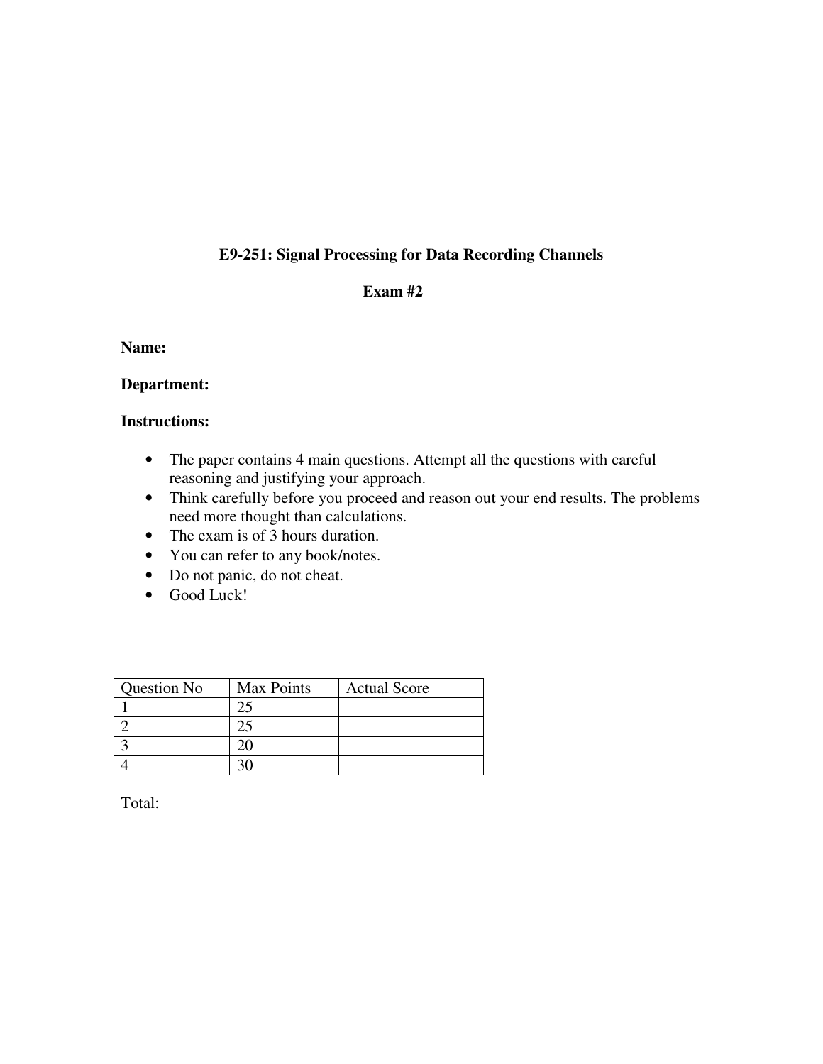# E9-251: Signal Processing for Data Recording Channels

## Exam #2

**Name:**

**Department:**

**Instructions:**

- The paper contains 4 main questions. Attempt all the questions with careful reasoning and justifying your approach.
- Think carefully before you proceed and reason out your end results. The problems need more thought than calculations.
- The exam is of 3 hours duration.
- You can refer to any book/notes.
- Do not panic, do not cheat.
- Good Luck!

| Question No | Max Points | Actual Score |
| --- | --- | --- |
| 1 | 25 | |
| 2 | 25 | |
| 3 | 20 | |
| 4 | 30 | |

Total: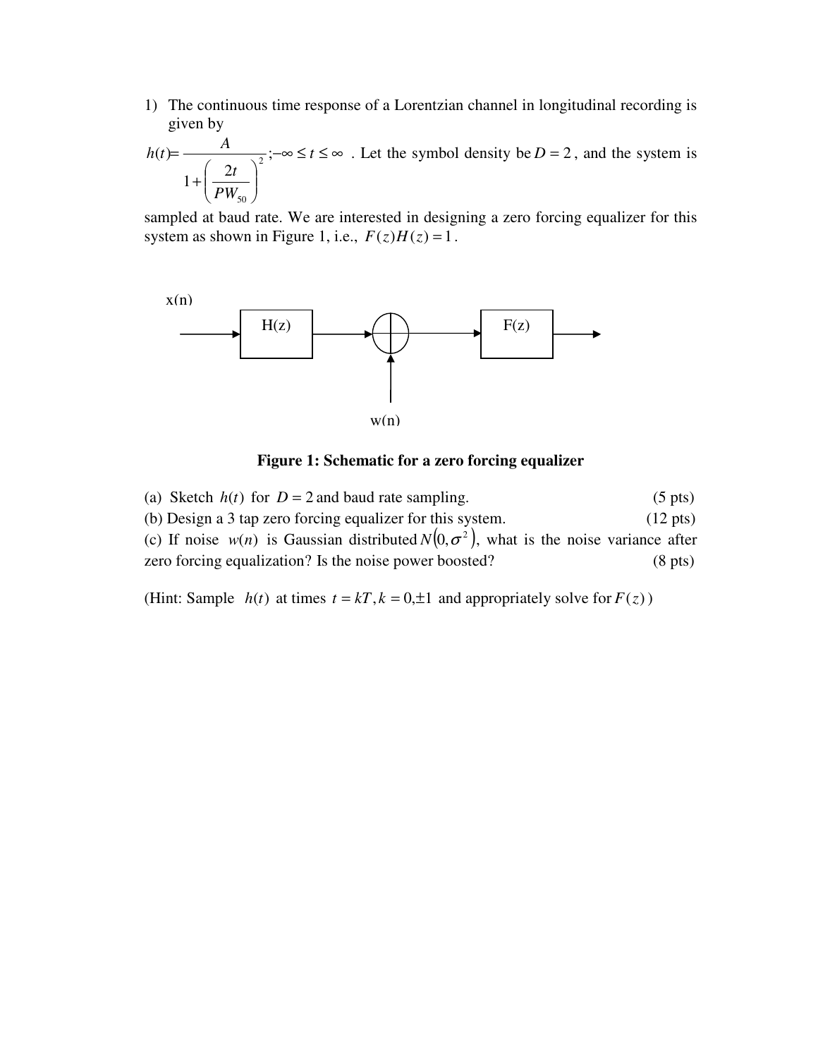1) The continuous time response of a Lorentzian channel in longitudinal recording is given by

$$h(t) = \frac{A}{1+\left(\frac{2t}{PW_{50}}\right)^2}; -\infty \le t \le \infty$$

. Let the symbol density be $D = 2$, and the system is sampled at baud rate. We are interested in designing a zero forcing equalizer for this system as shown in Figure 1, i.e., $F(z)H(z) = 1$.

x(n) → H(z) → ⊕ (w(n)) → F(z) →

**Figure 1: Schematic for a zero forcing equalizer**

(a) Sketch $h(t)$ for $D = 2$ and baud rate sampling. (5 pts)

(b) Design a 3 tap zero forcing equalizer for this system. (12 pts)

(c) If noise $w(n)$ is Gaussian distributed $N(0, \sigma^2)$, what is the noise variance after zero forcing equalization? Is the noise power boosted? (8 pts)

(Hint: Sample $h(t)$ at times $t = kT, k = 0, \pm 1$ and appropriately solve for $F(z)$)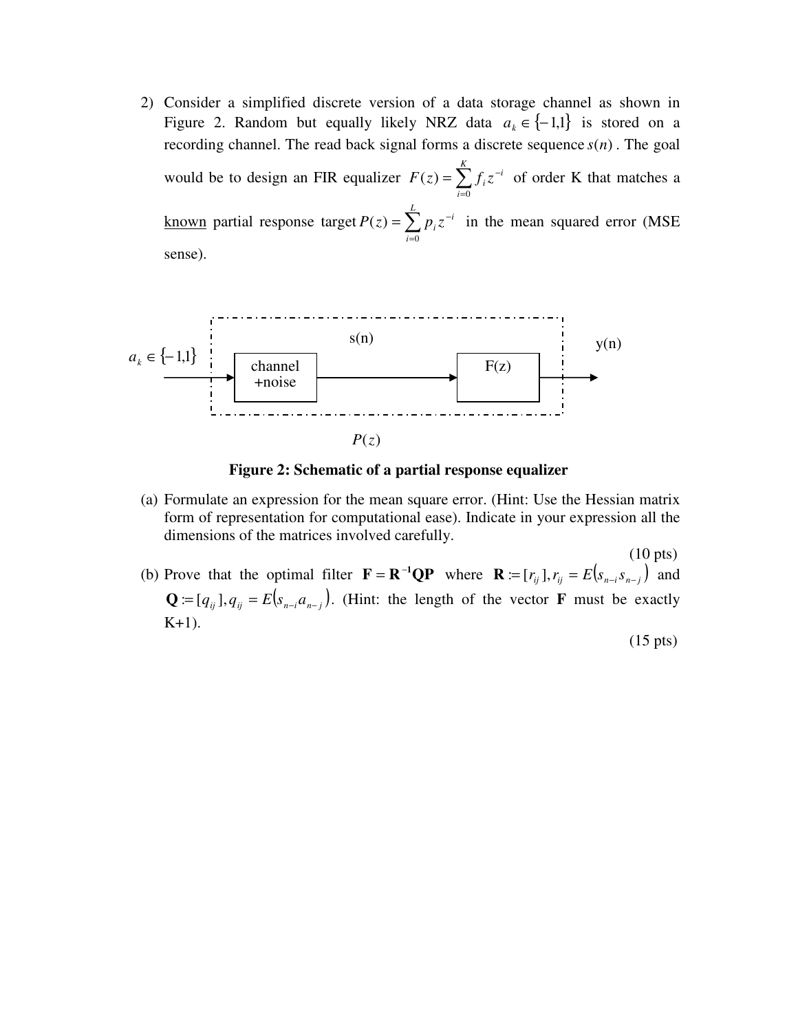2) Consider a simplified discrete version of a data storage channel as shown in Figure 2. Random but equally likely NRZ data $a_k \in \{-1,1\}$ is stored on a recording channel. The read back signal forms a discrete sequence $s(n)$. The goal would be to design an FIR equalizer $F(z) = \sum_{i=0}^{K} f_i z^{-i}$ of order K that matches a <u>known</u> partial response target $P(z) = \sum_{i=0}^{L} p_i z^{-i}$ in the mean squared error (MSE sense).

$a_k \in \{-1,1\}$ → [channel +noise] → s(n) → [F(z)] → y(n)

$P(z)$

**Figure 2: Schematic of a partial response equalizer**

(a) Formulate an expression for the mean square error. (Hint: Use the Hessian matrix form of representation for computational ease). Indicate in your expression all the dimensions of the matrices involved carefully.

(10 pts)

(b) Prove that the optimal filter $\mathbf{F} = \mathbf{R}^{-1}\mathbf{QP}$ where $\mathbf{R} := [r_{ij}], r_{ij} = E(s_{n-i}s_{n-j})$ and $\mathbf{Q} := [q_{ij}], q_{ij} = E(s_{n-i}a_{n-j})$. (Hint: the length of the vector $\mathbf{F}$ must be exactly K+1).

(15 pts)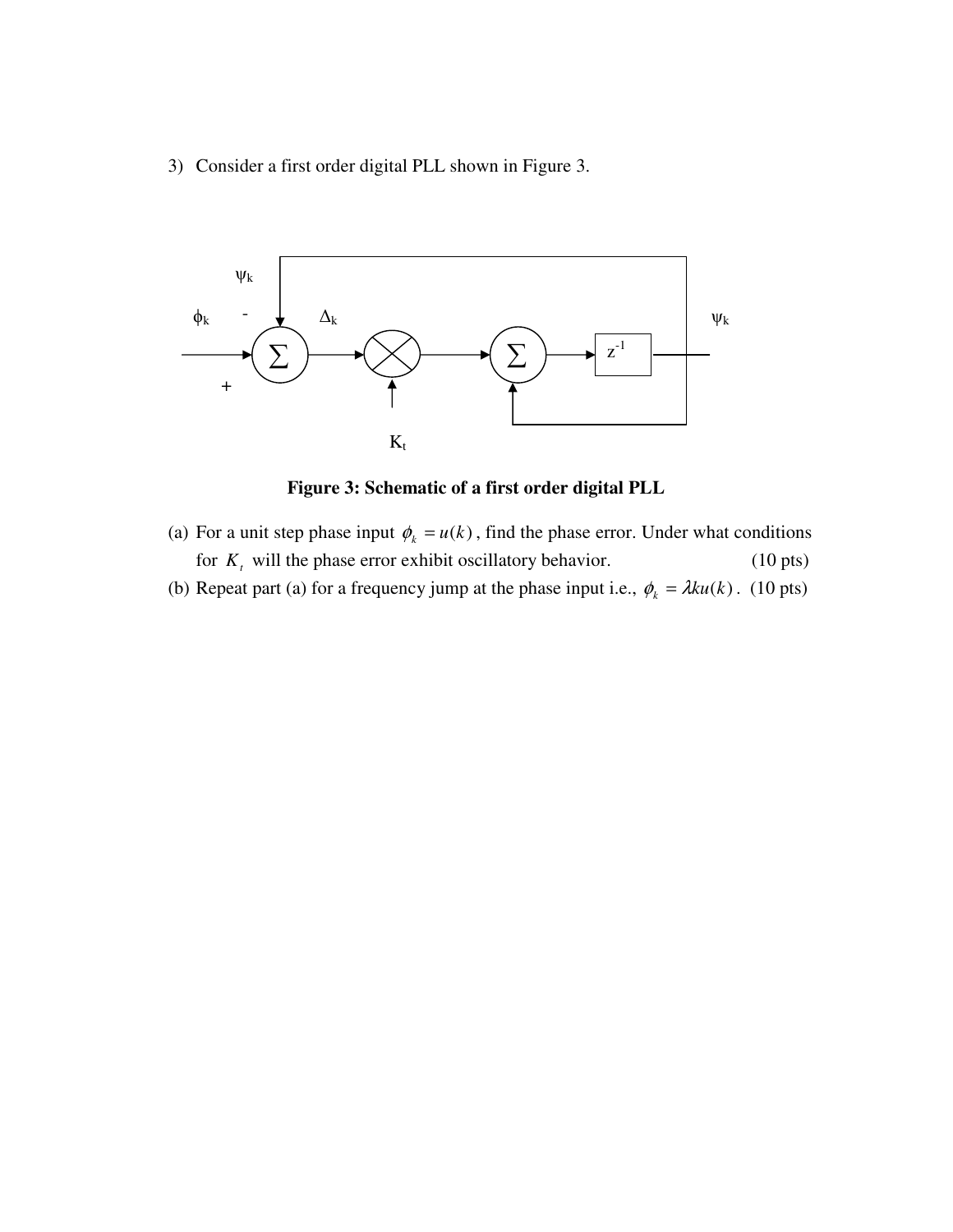3) Consider a first order digital PLL shown in Figure 3.

**Figure 3: Schematic of a first order digital PLL**

(a) For a unit step phase input $\phi_k = u(k)$, find the phase error. Under what conditions for $K_t$ will the phase error exhibit oscillatory behavior. (10 pts)

(b) Repeat part (a) for a frequency jump at the phase input i.e., $\phi_k = \lambda k u(k)$. (10 pts)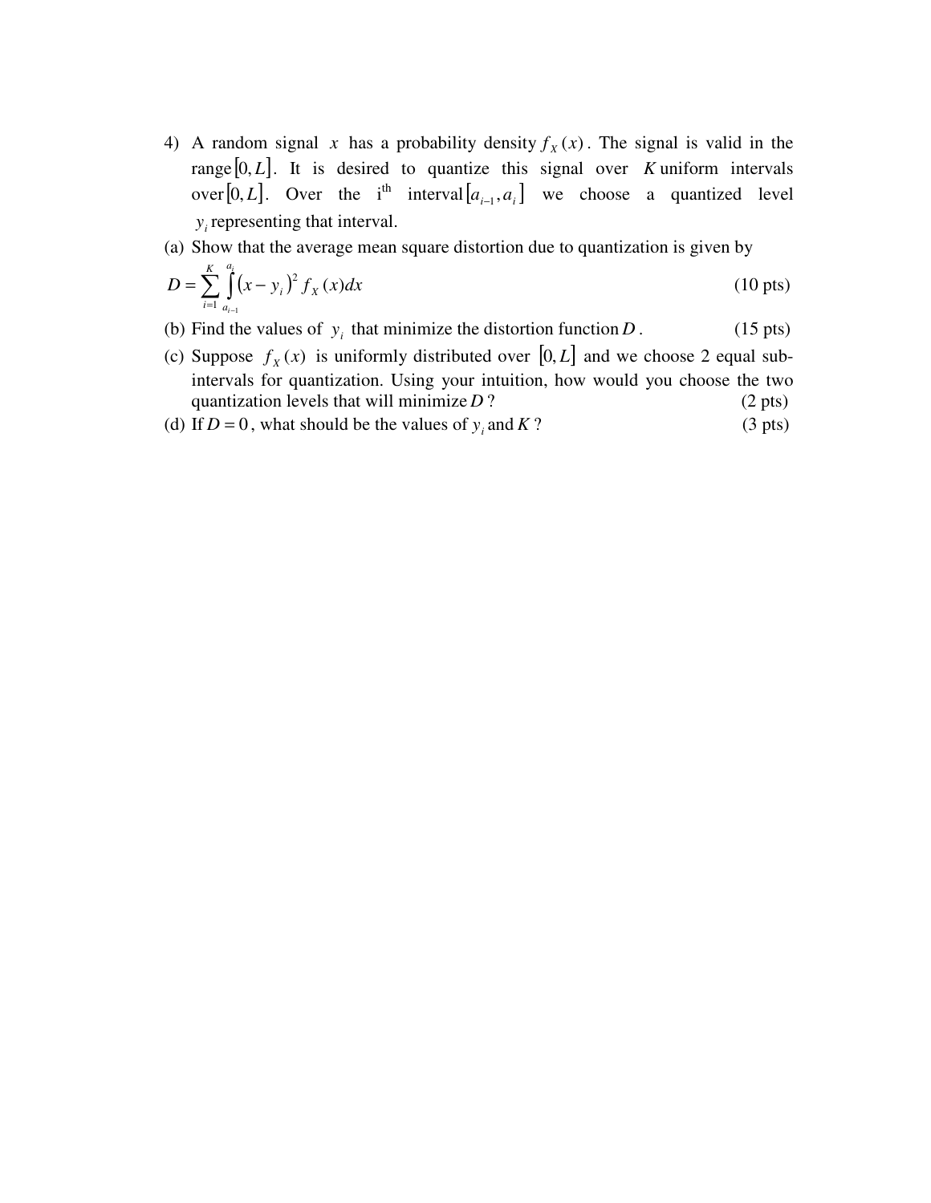4) A random signal $x$ has a probability density $f_X(x)$. The signal is valid in the range $[0, L]$. It is desired to quantize this signal over $K$ uniform intervals over $[0, L]$. Over the i[th] interval $[a_{i-1}, a_i]$ we choose a quantized level $y_i$ representing that interval.

(a) Show that the average mean square distortion due to quantization is given by

$$D = \sum_{i=1}^{K} \int_{a_{i-1}}^{a_i} (x - y_i)^2 f_X(x)dx \qquad \text{(10 pts)}$$

(b) Find the values of $y_i$ that minimize the distortion function $D$. (15 pts)

(c) Suppose $f_X(x)$ is uniformly distributed over $[0, L]$ and we choose 2 equal sub-intervals for quantization. Using your intuition, how would you choose the two quantization levels that will minimize $D$? (2 pts)

(d) If $D = 0$, what should be the values of $y_i$ and $K$? (3 pts)